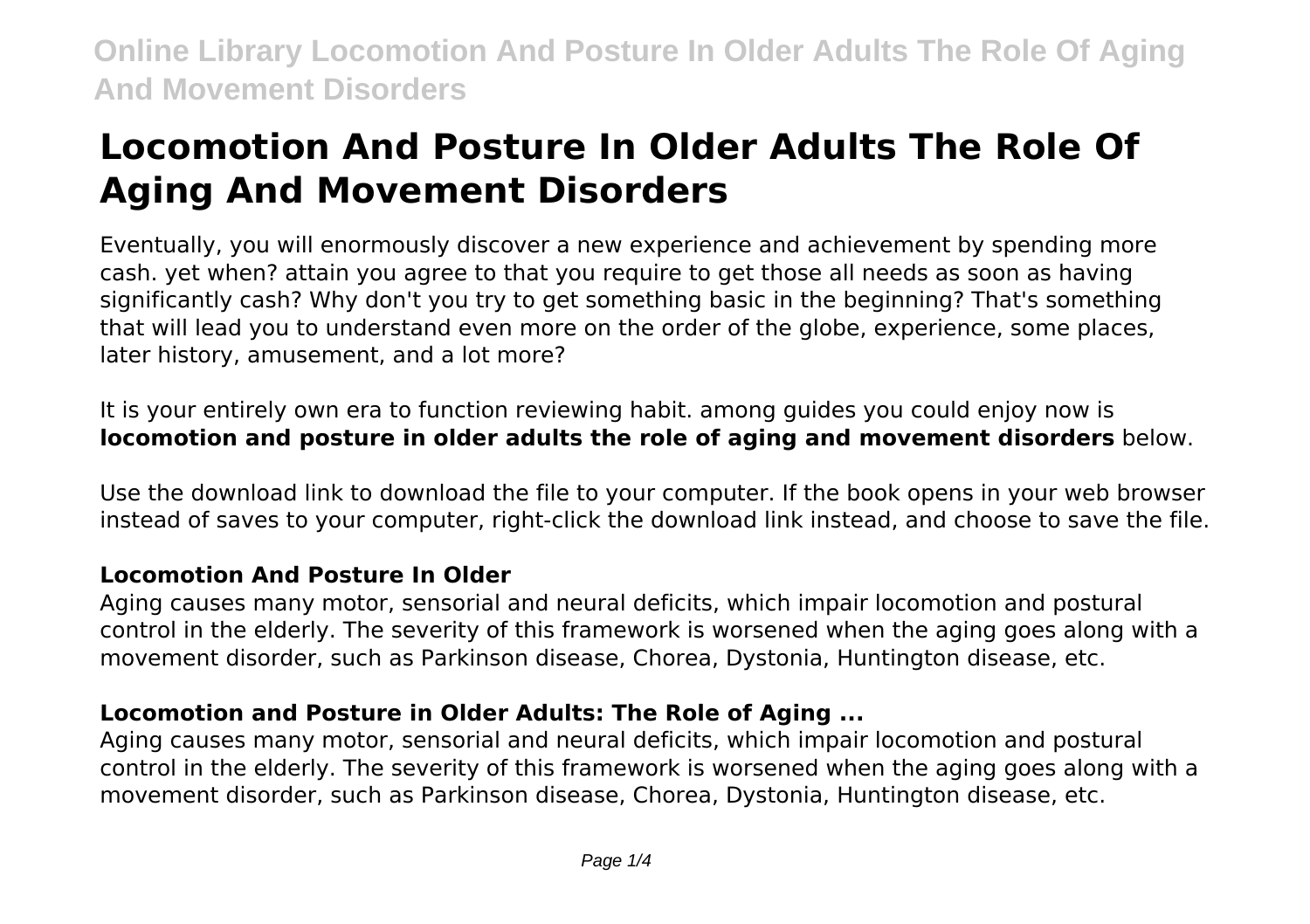# Locomotion And Posture In Older Adults The Role Of Aging And Movement Disorders

Eventually, you will enormously discover a new experience and achievement by spending more cash. yet when? attain you agree to that you require to get those all needs as soon as having significantly cash? Why don't you try to get something basic in the beginning? That's something that will lead you to understand even more on the order of the globe, experience, some places, later history, amusement, and a lot more?

It is your entirely own era to function reviewing habit. among guides you could enjoy now is **locomotion and posture in older adults the role of aging and movement disorders** below.

Use the download link to download the file to your computer. If the book opens in your web browser instead of saves to your computer, right-click the download link instead, and choose to save the file.

### Locomotion And Posture In Older

Aging causes many motor, sensorial and neural deficits, which impair locomotion and postural control in the elderly. The severity of this framework is worsened when the aging goes along with a movement disorder, such as Parkinson disease, Chorea, Dystonia, Huntington disease, etc.

### Locomotion and Posture in Older Adults: The Role of Aging ...

Aging causes many motor, sensorial and neural deficits, which impair locomotion and postural control in the elderly. The severity of this framework is worsened when the aging goes along with a movement disorder, such as Parkinson disease, Chorea, Dystonia, Huntington disease, etc.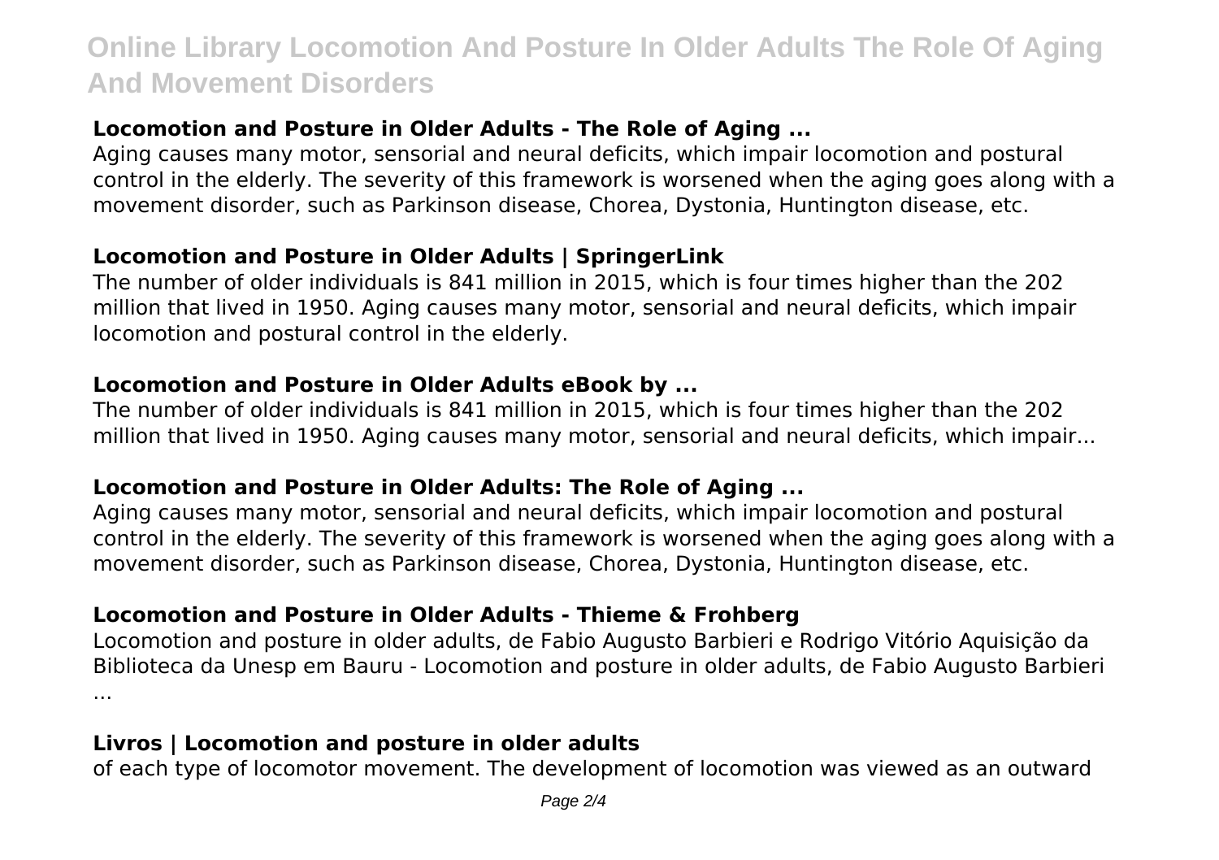### Locomotion and Posture in Older Adults - The Role of Aging ...

Aging causes many motor, sensorial and neural deficits, which impair locomotion and postural control in the elderly. The severity of this framework is worsened when the aging goes along with a movement disorder, such as Parkinson disease, Chorea, Dystonia, Huntington disease, etc.

### Locomotion and Posture in Older Adults | SpringerLink

The number of older individuals is 841 million in 2015, which is four times higher than the 202 million that lived in 1950. Aging causes many motor, sensorial and neural deficits, which impair locomotion and postural control in the elderly.

### Locomotion and Posture in Older Adults eBook by ...

The number of older individuals is 841 million in 2015, which is four times higher than the 202 million that lived in 1950. Aging causes many motor, sensorial and neural deficits, which impair...

### Locomotion and Posture in Older Adults: The Role of Aging ...

Aging causes many motor, sensorial and neural deficits, which impair locomotion and postural control in the elderly. The severity of this framework is worsened when the aging goes along with a movement disorder, such as Parkinson disease, Chorea, Dystonia, Huntington disease, etc.

### Locomotion and Posture in Older Adults - Thieme & Frohberg

Locomotion and posture in older adults, de Fabio Augusto Barbieri e Rodrigo Vitório Aquisição da Biblioteca da Unesp em Bauru - Locomotion and posture in older adults, de Fabio Augusto Barbieri ...

### Livros | Locomotion and posture in older adults

of each type of locomotor movement. The development of locomotion was viewed as an outward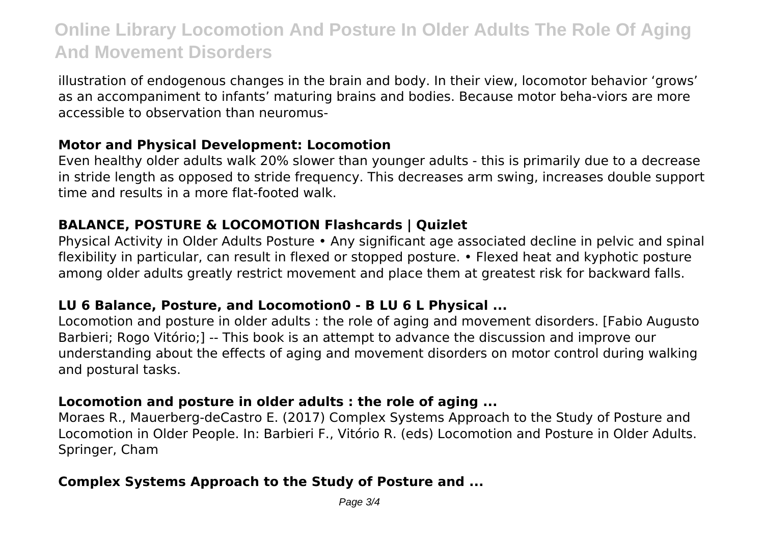illustration of endogenous changes in the brain and body. In their view, locomotor behavior ‘grows’ as an accompaniment to infants’ maturing brains and bodies. Because motor beha-viors are more accessible to observation than neuromus-

### Motor and Physical Development: Locomotion

Even healthy older adults walk 20% slower than younger adults - this is primarily due to a decrease in stride length as opposed to stride frequency. This decreases arm swing, increases double support time and results in a more flat-footed walk.

### BALANCE, POSTURE & LOCOMOTION Flashcards | Quizlet

Physical Activity in Older Adults Posture • Any significant age associated decline in pelvic and spinal flexibility in particular, can result in flexed or stopped posture. • Flexed heat and kyphotic posture among older adults greatly restrict movement and place them at greatest risk for backward falls.

### LU 6 Balance, Posture, and Locomotion0 - B LU 6 L Physical ...

Locomotion and posture in older adults : the role of aging and movement disorders. [Fabio Augusto Barbieri; Rogo Vitório;] -- This book is an attempt to advance the discussion and improve our understanding about the effects of aging and movement disorders on motor control during walking and postural tasks.

### Locomotion and posture in older adults : the role of aging ...

Moraes R., Mauerberg-deCastro E. (2017) Complex Systems Approach to the Study of Posture and Locomotion in Older People. In: Barbieri F., Vitório R. (eds) Locomotion and Posture in Older Adults. Springer, Cham

### Complex Systems Approach to the Study of Posture and ...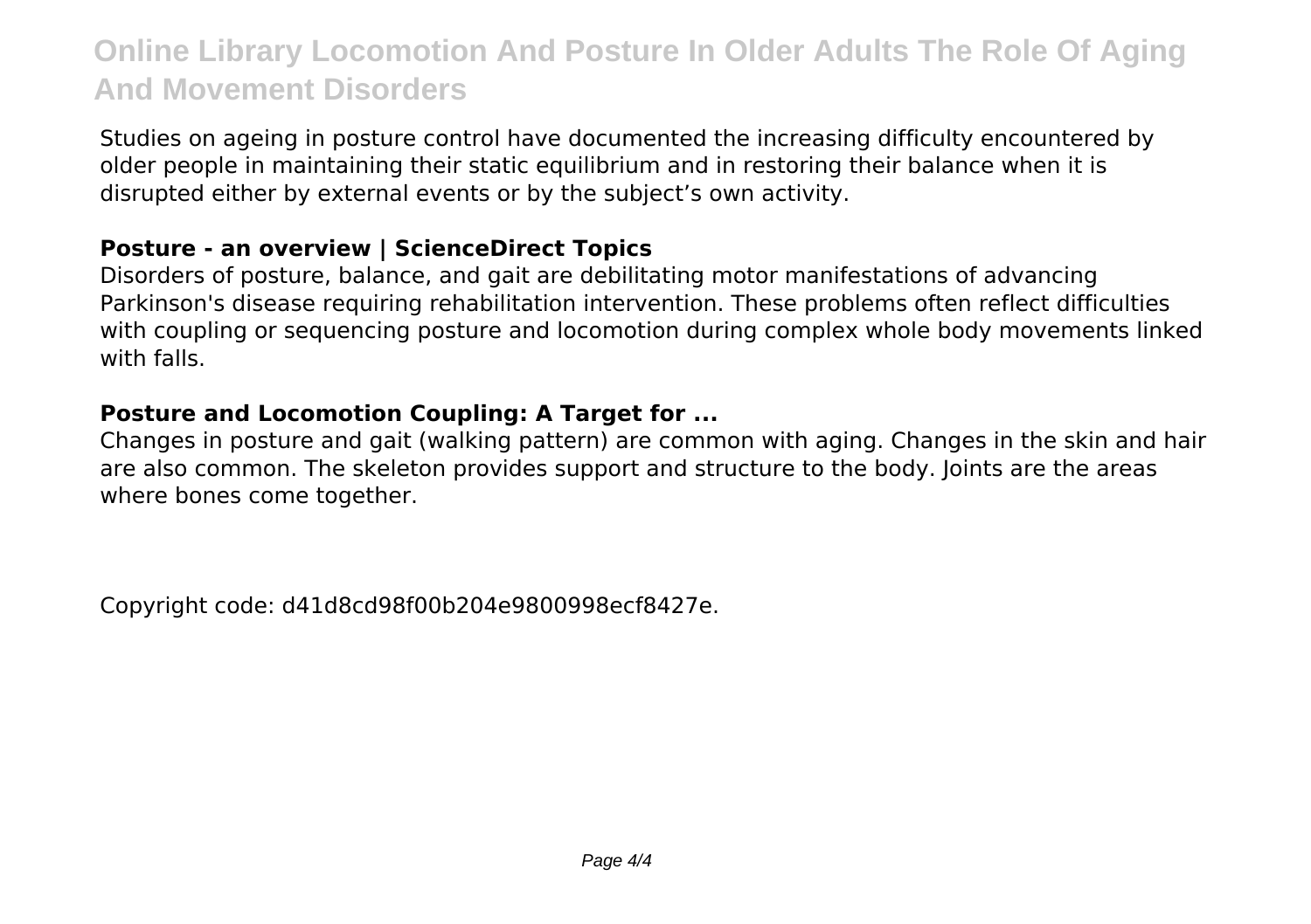Studies on ageing in posture control have documented the increasing difficulty encountered by older people in maintaining their static equilibrium and in restoring their balance when it is disrupted either by external events or by the subject’s own activity.

**Posture - an overview | ScienceDirect Topics**

Disorders of posture, balance, and gait are debilitating motor manifestations of advancing Parkinson's disease requiring rehabilitation intervention. These problems often reflect difficulties with coupling or sequencing posture and locomotion during complex whole body movements linked with falls.

**Posture and Locomotion Coupling: A Target for ...**

Changes in posture and gait (walking pattern) are common with aging. Changes in the skin and hair are also common. The skeleton provides support and structure to the body. Joints are the areas where bones come together.

Copyright code: d41d8cd98f00b204e9800998ecf8427e.